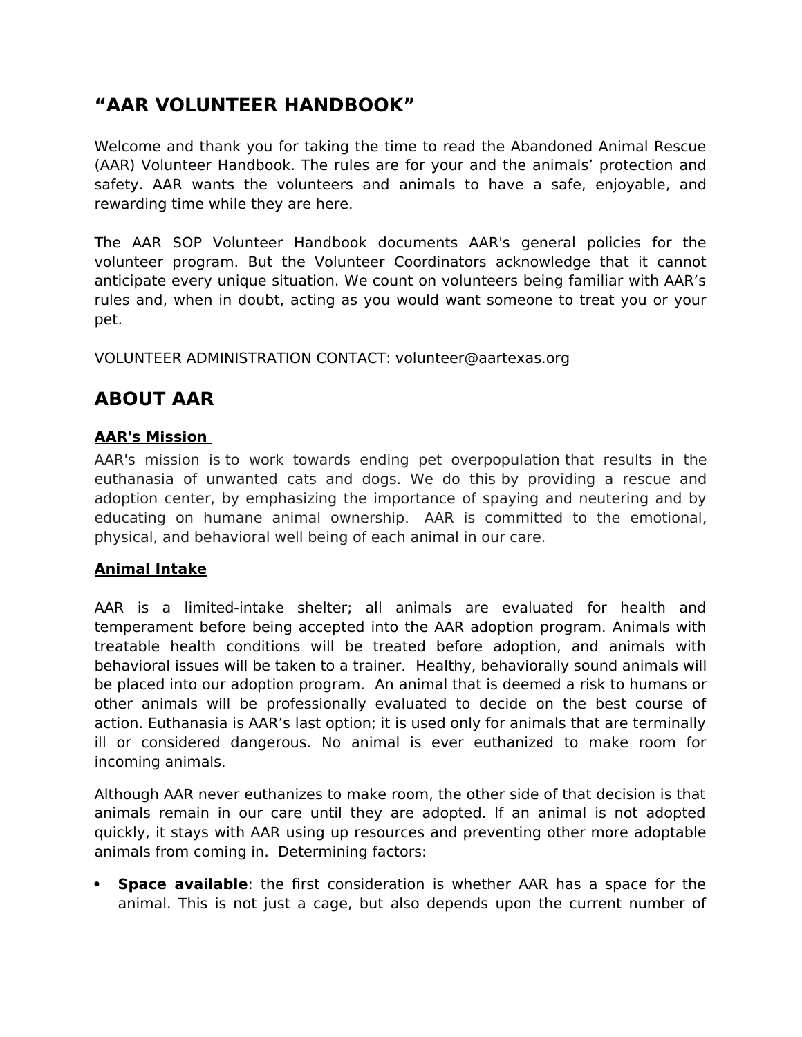# “AAR VOLUNTEER HANDBOOK”

Welcome and thank you for taking the time to read the Abandoned Animal Rescue (AAR) Volunteer Handbook. The rules are for your and the animals’ protection and safety. AAR wants the volunteers and animals to have a safe, enjoyable, and rewarding time while they are here.

The AAR SOP Volunteer Handbook documents AAR's general policies for the volunteer program. But the Volunteer Coordinators acknowledge that it cannot anticipate every unique situation. We count on volunteers being familiar with AAR’s rules and, when in doubt, acting as you would want someone to treat you or your pet.

VOLUNTEER ADMINISTRATION CONTACT: volunteer@aartexas.org

# ABOUT AAR

**AAR's Mission**

AAR's mission is to work towards ending pet overpopulation that results in the euthanasia of unwanted cats and dogs. We do this by providing a rescue and adoption center, by emphasizing the importance of spaying and neutering and by educating on humane animal ownership. AAR is committed to the emotional, physical, and behavioral well being of each animal in our care.

**Animal Intake**

AAR is a limited-intake shelter; all animals are evaluated for health and temperament before being accepted into the AAR adoption program. Animals with treatable health conditions will be treated before adoption, and animals with behavioral issues will be taken to a trainer. Healthy, behaviorally sound animals will be placed into our adoption program. An animal that is deemed a risk to humans or other animals will be professionally evaluated to decide on the best course of action. Euthanasia is AAR’s last option; it is used only for animals that are terminally ill or considered dangerous. No animal is ever euthanized to make room for incoming animals.

Although AAR never euthanizes to make room, the other side of that decision is that animals remain in our care until they are adopted. If an animal is not adopted quickly, it stays with AAR using up resources and preventing other more adoptable animals from coming in. Determining factors:

- **Space available**: the first consideration is whether AAR has a space for the animal. This is not just a cage, but also depends upon the current number of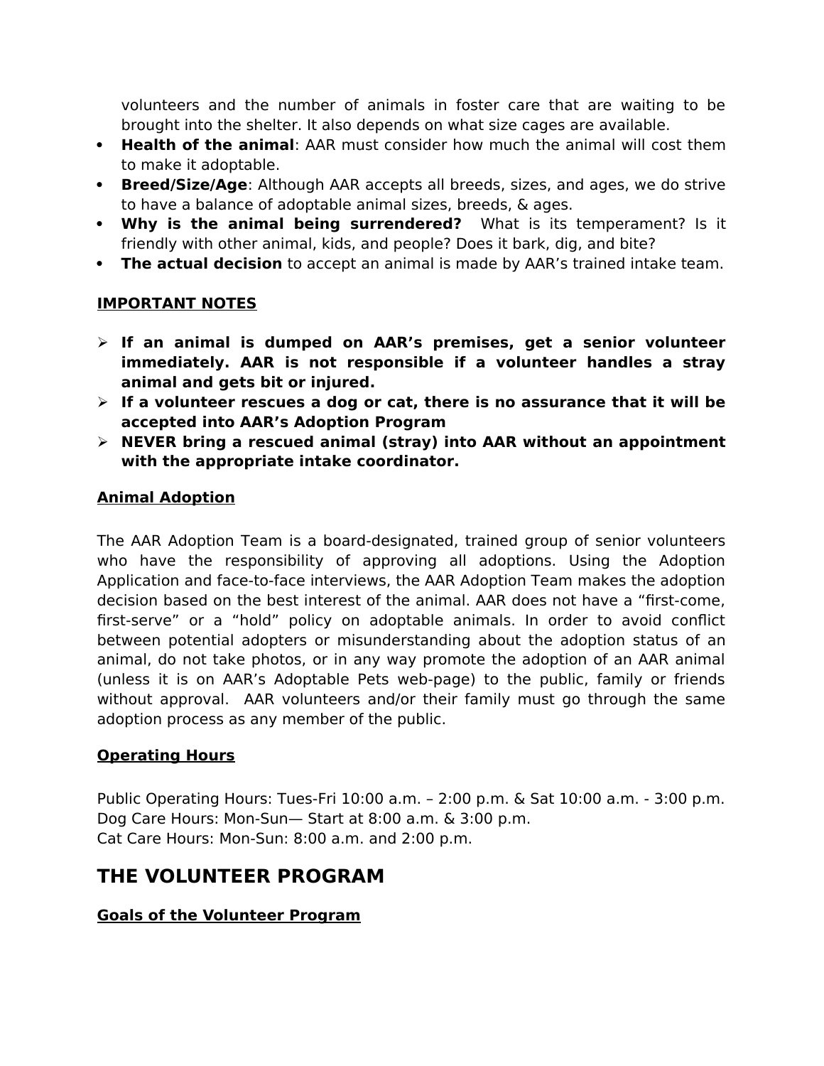volunteers and the number of animals in foster care that are waiting to be brought into the shelter. It also depends on what size cages are available.

- **Health of the animal**: AAR must consider how much the animal will cost them to make it adoptable.
- **Breed/Size/Age**: Although AAR accepts all breeds, sizes, and ages, we do strive to have a balance of adoptable animal sizes, breeds, & ages.
- **Why is the animal being surrendered?** What is its temperament? Is it friendly with other animal, kids, and people? Does it bark, dig, and bite?
- **The actual decision** to accept an animal is made by AAR's trained intake team.

**IMPORTANT NOTES**

- **If an animal is dumped on AAR's premises, get a senior volunteer immediately. AAR is not responsible if a volunteer handles a stray animal and gets bit or injured.**
- **If a volunteer rescues a dog or cat, there is no assurance that it will be accepted into AAR's Adoption Program**
- **NEVER bring a rescued animal (stray) into AAR without an appointment with the appropriate intake coordinator.**

**Animal Adoption**

The AAR Adoption Team is a board-designated, trained group of senior volunteers who have the responsibility of approving all adoptions. Using the Adoption Application and face-to-face interviews, the AAR Adoption Team makes the adoption decision based on the best interest of the animal. AAR does not have a "first-come, first-serve" or a "hold" policy on adoptable animals. In order to avoid conflict between potential adopters or misunderstanding about the adoption status of an animal, do not take photos, or in any way promote the adoption of an AAR animal (unless it is on AAR's Adoptable Pets web-page) to the public, family or friends without approval. AAR volunteers and/or their family must go through the same adoption process as any member of the public.

**Operating Hours**

Public Operating Hours: Tues-Fri 10:00 a.m. – 2:00 p.m. & Sat 10:00 a.m. - 3:00 p.m.
Dog Care Hours: Mon-Sun— Start at 8:00 a.m. & 3:00 p.m.
Cat Care Hours: Mon-Sun: 8:00 a.m. and 2:00 p.m.

## THE VOLUNTEER PROGRAM

**Goals of the Volunteer Program**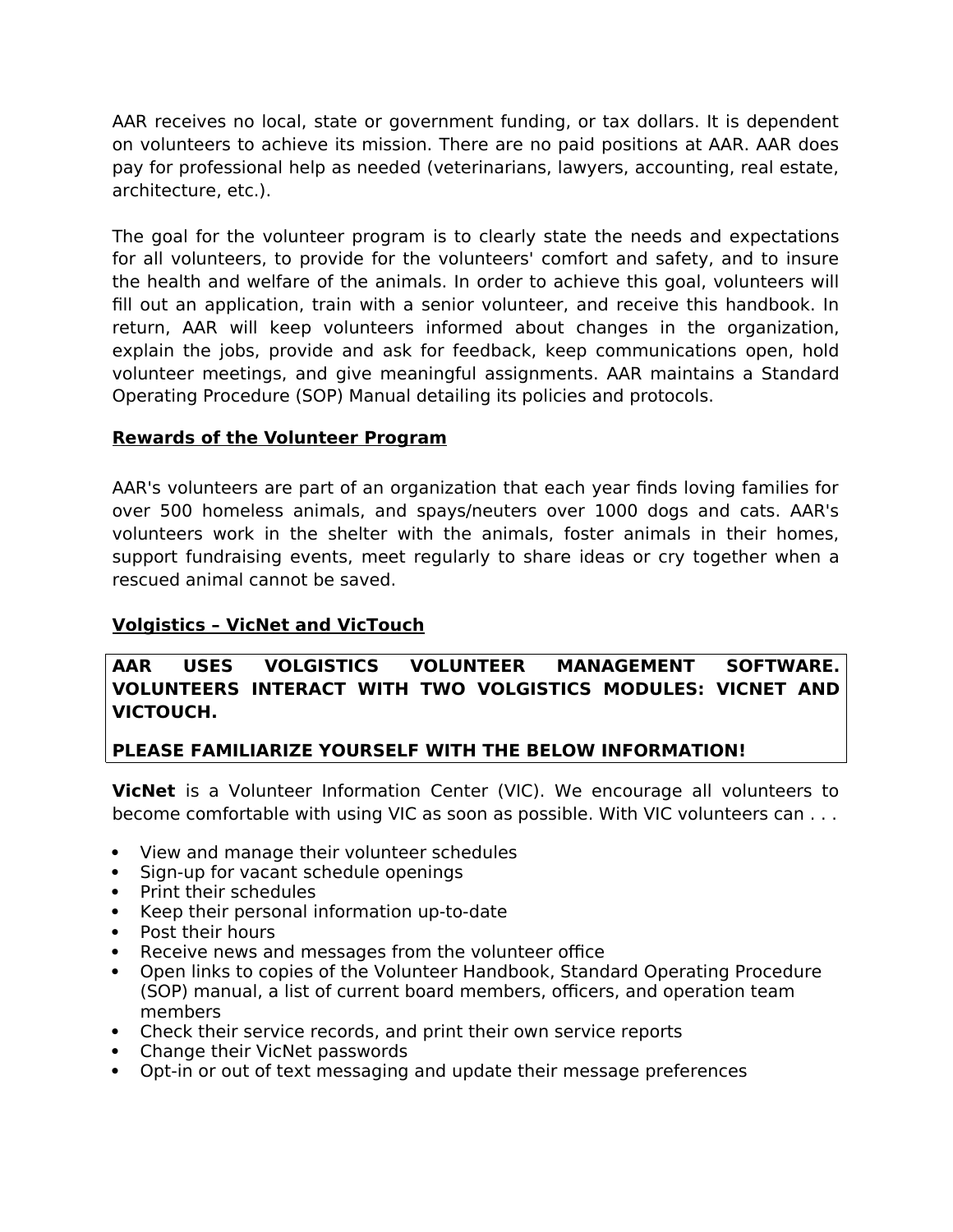AAR receives no local, state or government funding, or tax dollars. It is dependent on volunteers to achieve its mission. There are no paid positions at AAR. AAR does pay for professional help as needed (veterinarians, lawyers, accounting, real estate, architecture, etc.).

The goal for the volunteer program is to clearly state the needs and expectations for all volunteers, to provide for the volunteers' comfort and safety, and to insure the health and welfare of the animals. In order to achieve this goal, volunteers will fill out an application, train with a senior volunteer, and receive this handbook. In return, AAR will keep volunteers informed about changes in the organization, explain the jobs, provide and ask for feedback, keep communications open, hold volunteer meetings, and give meaningful assignments. AAR maintains a Standard Operating Procedure (SOP) Manual detailing its policies and protocols.

## Rewards of the Volunteer Program

AAR's volunteers are part of an organization that each year finds loving families for over 500 homeless animals, and spays/neuters over 1000 dogs and cats. AAR's volunteers work in the shelter with the animals, foster animals in their homes, support fundraising events, meet regularly to share ideas or cry together when a rescued animal cannot be saved.

## Volgistics – VicNet and VicTouch

**AAR USES VOLGISTICS VOLUNTEER MANAGEMENT SOFTWARE. VOLUNTEERS INTERACT WITH TWO VOLGISTICS MODULES: VICNET AND VICTOUCH.**

**PLEASE FAMILIARIZE YOURSELF WITH THE BELOW INFORMATION!**

**VicNet** is a Volunteer Information Center (VIC). We encourage all volunteers to become comfortable with using VIC as soon as possible. With VIC volunteers can . . .

- View and manage their volunteer schedules
- Sign-up for vacant schedule openings
- Print their schedules
- Keep their personal information up-to-date
- Post their hours
- Receive news and messages from the volunteer office
- Open links to copies of the Volunteer Handbook, Standard Operating Procedure (SOP) manual, a list of current board members, officers, and operation team members
- Check their service records, and print their own service reports
- Change their VicNet passwords
- Opt-in or out of text messaging and update their message preferences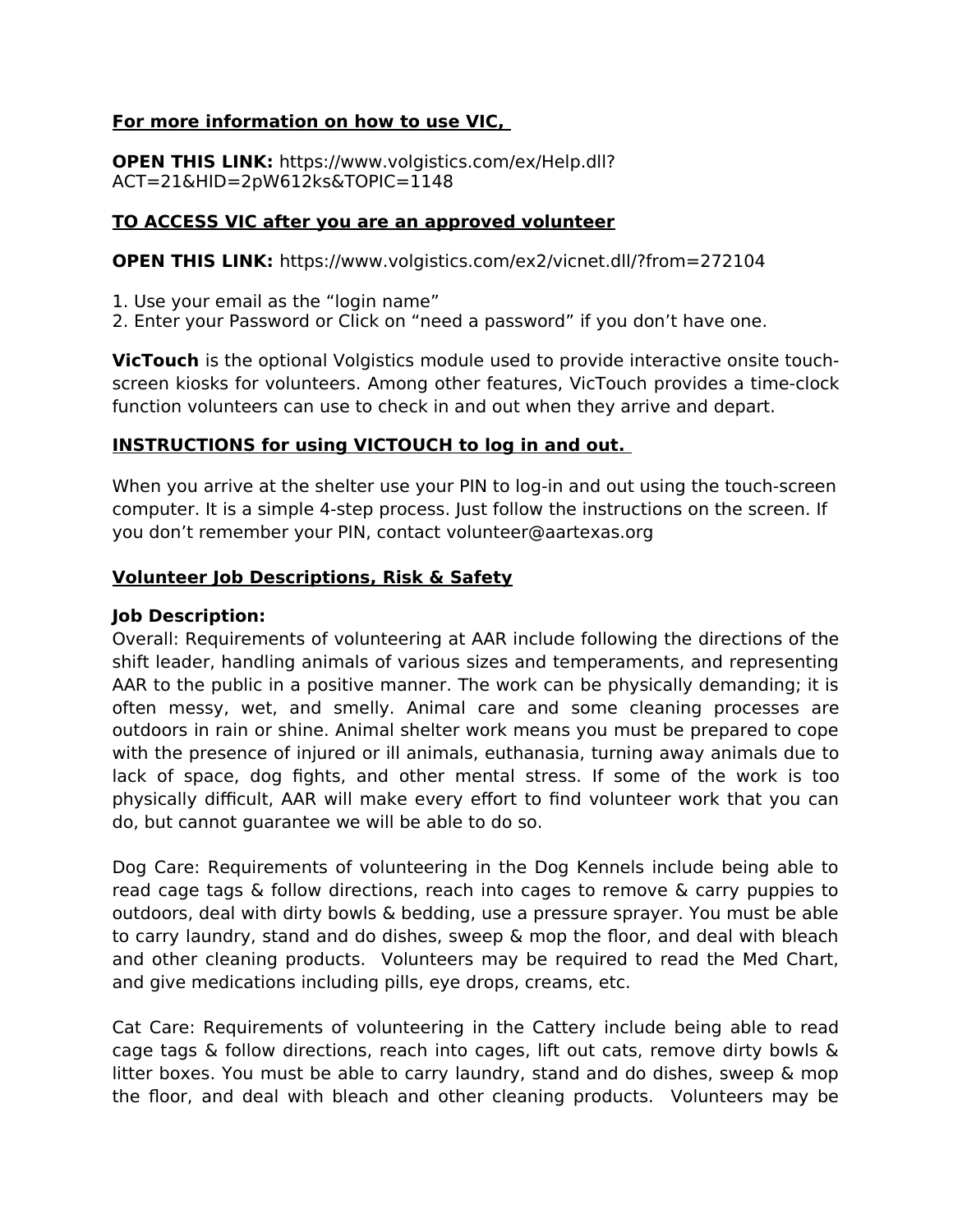**For more information on how to use VIC,**

**OPEN THIS LINK:** https://www.volgistics.com/ex/Help.dll?ACT=21&HID=2pW612ks&TOPIC=1148

**TO ACCESS VIC after you are an approved volunteer**

**OPEN THIS LINK:** https://www.volgistics.com/ex2/vicnet.dll/?from=272104

1. Use your email as the "login name"
2. Enter your Password or Click on "need a password" if you don't have one.

**VicTouch** is the optional Volgistics module used to provide interactive onsite touch-screen kiosks for volunteers. Among other features, VicTouch provides a time-clock function volunteers can use to check in and out when they arrive and depart.

**INSTRUCTIONS for using VICTOUCH to log in and out.**

When you arrive at the shelter use your PIN to log-in and out using the touch-screen computer. It is a simple 4-step process. Just follow the instructions on the screen. If you don't remember your PIN, contact volunteer@aartexas.org

**Volunteer Job Descriptions, Risk & Safety**

**Job Description:**
Overall: Requirements of volunteering at AAR include following the directions of the shift leader, handling animals of various sizes and temperaments, and representing AAR to the public in a positive manner. The work can be physically demanding; it is often messy, wet, and smelly. Animal care and some cleaning processes are outdoors in rain or shine. Animal shelter work means you must be prepared to cope with the presence of injured or ill animals, euthanasia, turning away animals due to lack of space, dog fights, and other mental stress. If some of the work is too physically difficult, AAR will make every effort to find volunteer work that you can do, but cannot guarantee we will be able to do so.

Dog Care: Requirements of volunteering in the Dog Kennels include being able to read cage tags & follow directions, reach into cages to remove & carry puppies to outdoors, deal with dirty bowls & bedding, use a pressure sprayer. You must be able to carry laundry, stand and do dishes, sweep & mop the floor, and deal with bleach and other cleaning products. Volunteers may be required to read the Med Chart, and give medications including pills, eye drops, creams, etc.

Cat Care: Requirements of volunteering in the Cattery include being able to read cage tags & follow directions, reach into cages, lift out cats, remove dirty bowls & litter boxes. You must be able to carry laundry, stand and do dishes, sweep & mop the floor, and deal with bleach and other cleaning products. Volunteers may be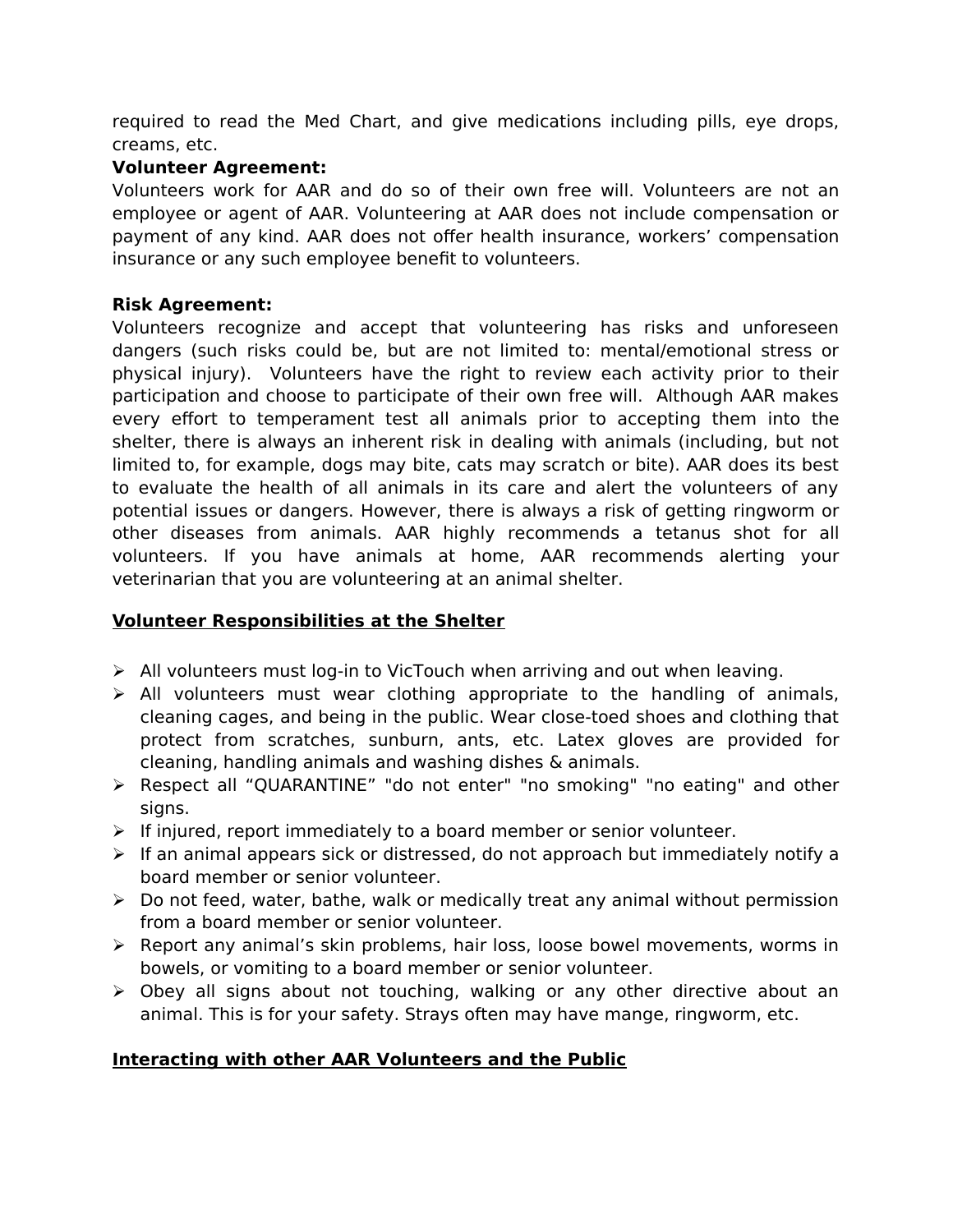required to read the Med Chart, and give medications including pills, eye drops, creams, etc.

**Volunteer Agreement:**

Volunteers work for AAR and do so of their own free will. Volunteers are not an employee or agent of AAR. Volunteering at AAR does not include compensation or payment of any kind. AAR does not offer health insurance, workers' compensation insurance or any such employee benefit to volunteers.

**Risk Agreement:**

Volunteers recognize and accept that volunteering has risks and unforeseen dangers (such risks could be, but are not limited to: mental/emotional stress or physical injury). Volunteers have the right to review each activity prior to their participation and choose to participate of their own free will. Although AAR makes every effort to temperament test all animals prior to accepting them into the shelter, there is always an inherent risk in dealing with animals (including, but not limited to, for example, dogs may bite, cats may scratch or bite). AAR does its best to evaluate the health of all animals in its care and alert the volunteers of any potential issues or dangers. However, there is always a risk of getting ringworm or other diseases from animals. AAR highly recommends a tetanus shot for all volunteers. If you have animals at home, AAR recommends alerting your veterinarian that you are volunteering at an animal shelter.

## Volunteer Responsibilities at the Shelter

- All volunteers must log-in to VicTouch when arriving and out when leaving.
- All volunteers must wear clothing appropriate to the handling of animals, cleaning cages, and being in the public. Wear close-toed shoes and clothing that protect from scratches, sunburn, ants, etc. Latex gloves are provided for cleaning, handling animals and washing dishes & animals.
- Respect all "QUARANTINE" "do not enter" "no smoking" "no eating" and other signs.
- If injured, report immediately to a board member or senior volunteer.
- If an animal appears sick or distressed, do not approach but immediately notify a board member or senior volunteer.
- Do not feed, water, bathe, walk or medically treat any animal without permission from a board member or senior volunteer.
- Report any animal's skin problems, hair loss, loose bowel movements, worms in bowels, or vomiting to a board member or senior volunteer.
- Obey all signs about not touching, walking or any other directive about an animal. This is for your safety. Strays often may have mange, ringworm, etc.

## Interacting with other AAR Volunteers and the Public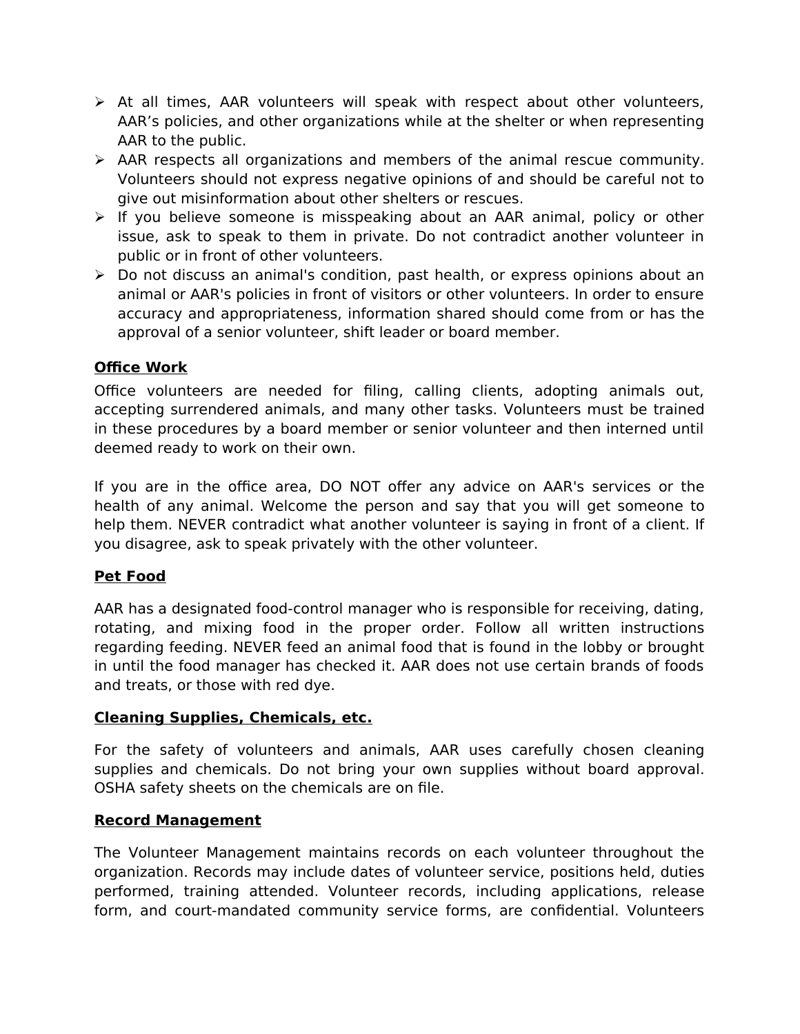- At all times, AAR volunteers will speak with respect about other volunteers, AAR's policies, and other organizations while at the shelter or when representing AAR to the public.
- AAR respects all organizations and members of the animal rescue community. Volunteers should not express negative opinions of and should be careful not to give out misinformation about other shelters or rescues.
- If you believe someone is misspeaking about an AAR animal, policy or other issue, ask to speak to them in private. Do not contradict another volunteer in public or in front of other volunteers.
- Do not discuss an animal's condition, past health, or express opinions about an animal or AAR's policies in front of visitors or other volunteers. In order to ensure accuracy and appropriateness, information shared should come from or has the approval of a senior volunteer, shift leader or board member.

**Office Work**

Office volunteers are needed for filing, calling clients, adopting animals out, accepting surrendered animals, and many other tasks. Volunteers must be trained in these procedures by a board member or senior volunteer and then interned until deemed ready to work on their own.

If you are in the office area, DO NOT offer any advice on AAR's services or the health of any animal. Welcome the person and say that you will get someone to help them. NEVER contradict what another volunteer is saying in front of a client. If you disagree, ask to speak privately with the other volunteer.

**Pet Food**

AAR has a designated food-control manager who is responsible for receiving, dating, rotating, and mixing food in the proper order. Follow all written instructions regarding feeding. NEVER feed an animal food that is found in the lobby or brought in until the food manager has checked it. AAR does not use certain brands of foods and treats, or those with red dye.

**Cleaning Supplies, Chemicals, etc.**

For the safety of volunteers and animals, AAR uses carefully chosen cleaning supplies and chemicals. Do not bring your own supplies without board approval. OSHA safety sheets on the chemicals are on file.

**Record Management**

The Volunteer Management maintains records on each volunteer throughout the organization. Records may include dates of volunteer service, positions held, duties performed, training attended. Volunteer records, including applications, release form, and court-mandated community service forms, are confidential. Volunteers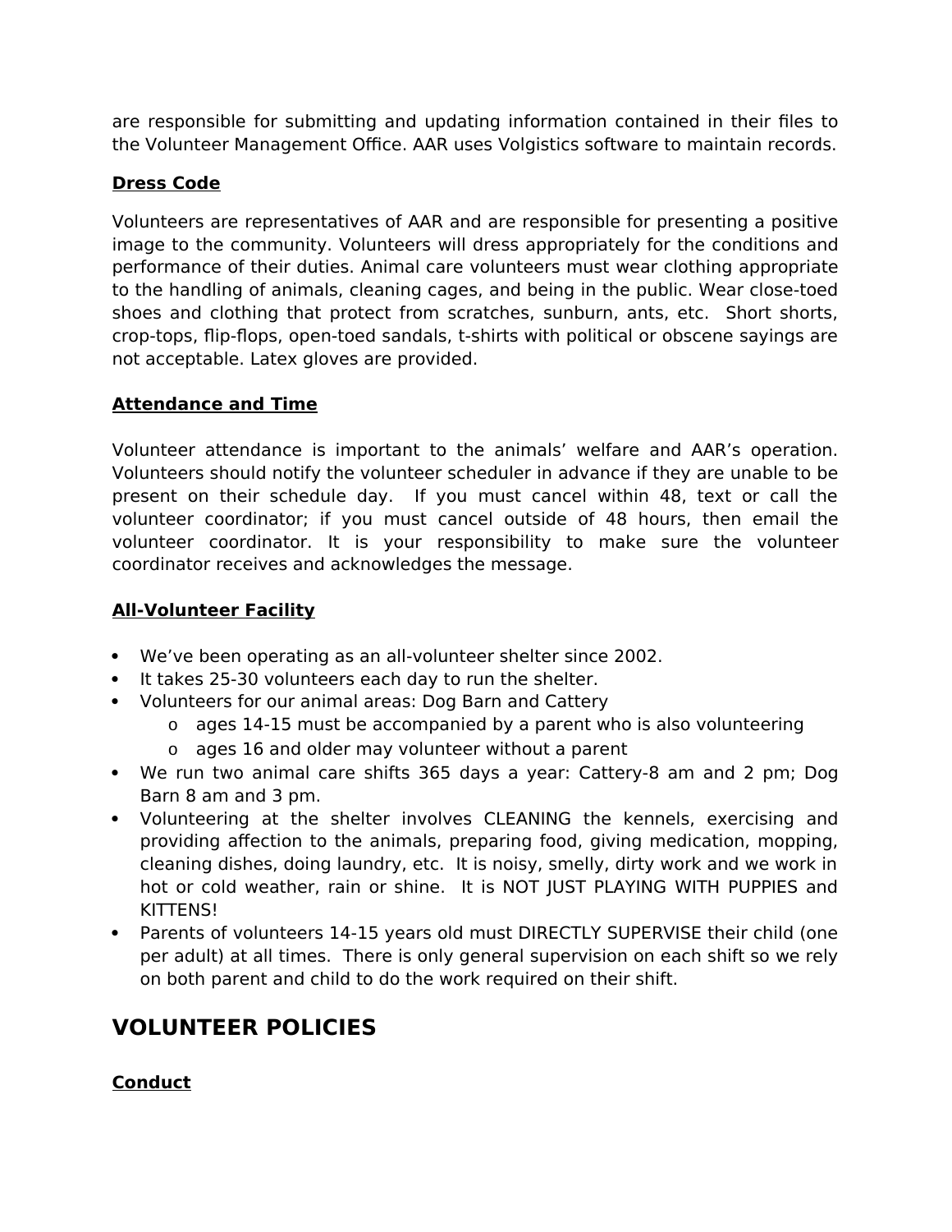are responsible for submitting and updating information contained in their files to the Volunteer Management Office. AAR uses Volgistics software to maintain records.

**Dress Code**

Volunteers are representatives of AAR and are responsible for presenting a positive image to the community. Volunteers will dress appropriately for the conditions and performance of their duties. Animal care volunteers must wear clothing appropriate to the handling of animals, cleaning cages, and being in the public. Wear close-toed shoes and clothing that protect from scratches, sunburn, ants, etc. Short shorts, crop-tops, flip-flops, open-toed sandals, t-shirts with political or obscene sayings are not acceptable. Latex gloves are provided.

**Attendance and Time**

Volunteer attendance is important to the animals' welfare and AAR's operation. Volunteers should notify the volunteer scheduler in advance if they are unable to be present on their schedule day. If you must cancel within 48, text or call the volunteer coordinator; if you must cancel outside of 48 hours, then email the volunteer coordinator. It is your responsibility to make sure the volunteer coordinator receives and acknowledges the message.

**All-Volunteer Facility**

- We've been operating as an all-volunteer shelter since 2002.
- It takes 25-30 volunteers each day to run the shelter.
- Volunteers for our animal areas: Dog Barn and Cattery
  - ages 14-15 must be accompanied by a parent who is also volunteering
  - ages 16 and older may volunteer without a parent
- We run two animal care shifts 365 days a year: Cattery-8 am and 2 pm; Dog Barn 8 am and 3 pm.
- Volunteering at the shelter involves CLEANING the kennels, exercising and providing affection to the animals, preparing food, giving medication, mopping, cleaning dishes, doing laundry, etc. It is noisy, smelly, dirty work and we work in hot or cold weather, rain or shine. It is NOT JUST PLAYING WITH PUPPIES and KITTENS!
- Parents of volunteers 14-15 years old must DIRECTLY SUPERVISE their child (one per adult) at all times. There is only general supervision on each shift so we rely on both parent and child to do the work required on their shift.

# VOLUNTEER POLICIES

**Conduct**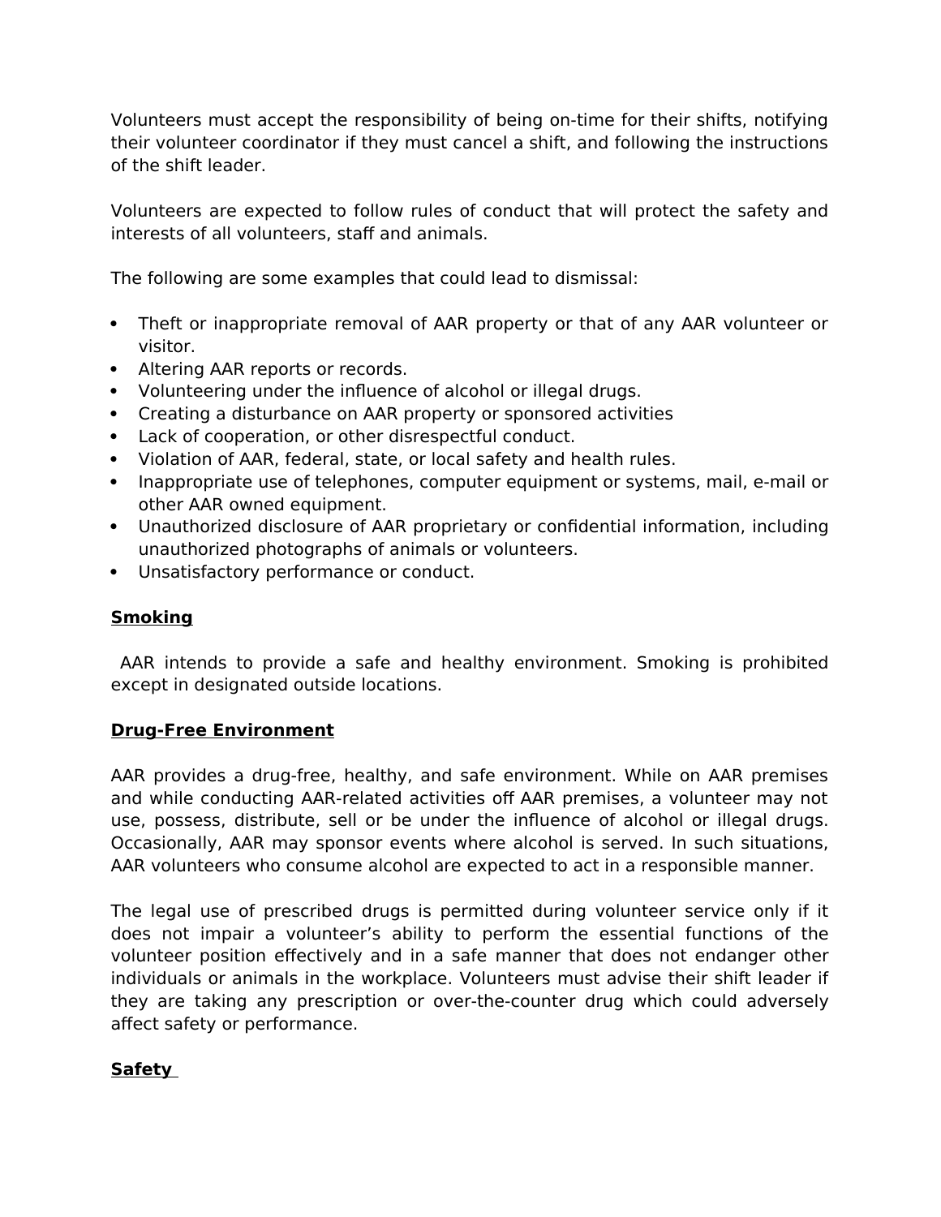Volunteers must accept the responsibility of being on-time for their shifts, notifying their volunteer coordinator if they must cancel a shift, and following the instructions of the shift leader.

Volunteers are expected to follow rules of conduct that will protect the safety and interests of all volunteers, staff and animals.

The following are some examples that could lead to dismissal:

- Theft or inappropriate removal of AAR property or that of any AAR volunteer or visitor.
- Altering AAR reports or records.
- Volunteering under the influence of alcohol or illegal drugs.
- Creating a disturbance on AAR property or sponsored activities
- Lack of cooperation, or other disrespectful conduct.
- Violation of AAR, federal, state, or local safety and health rules.
- Inappropriate use of telephones, computer equipment or systems, mail, e-mail or other AAR owned equipment.
- Unauthorized disclosure of AAR proprietary or confidential information, including unauthorized photographs of animals or volunteers.
- Unsatisfactory performance or conduct.

**Smoking**

AAR intends to provide a safe and healthy environment. Smoking is prohibited except in designated outside locations.

**Drug-Free Environment**

AAR provides a drug-free, healthy, and safe environment. While on AAR premises and while conducting AAR-related activities off AAR premises, a volunteer may not use, possess, distribute, sell or be under the influence of alcohol or illegal drugs. Occasionally, AAR may sponsor events where alcohol is served. In such situations, AAR volunteers who consume alcohol are expected to act in a responsible manner.

The legal use of prescribed drugs is permitted during volunteer service only if it does not impair a volunteer's ability to perform the essential functions of the volunteer position effectively and in a safe manner that does not endanger other individuals or animals in the workplace. Volunteers must advise their shift leader if they are taking any prescription or over-the-counter drug which could adversely affect safety or performance.

**Safety**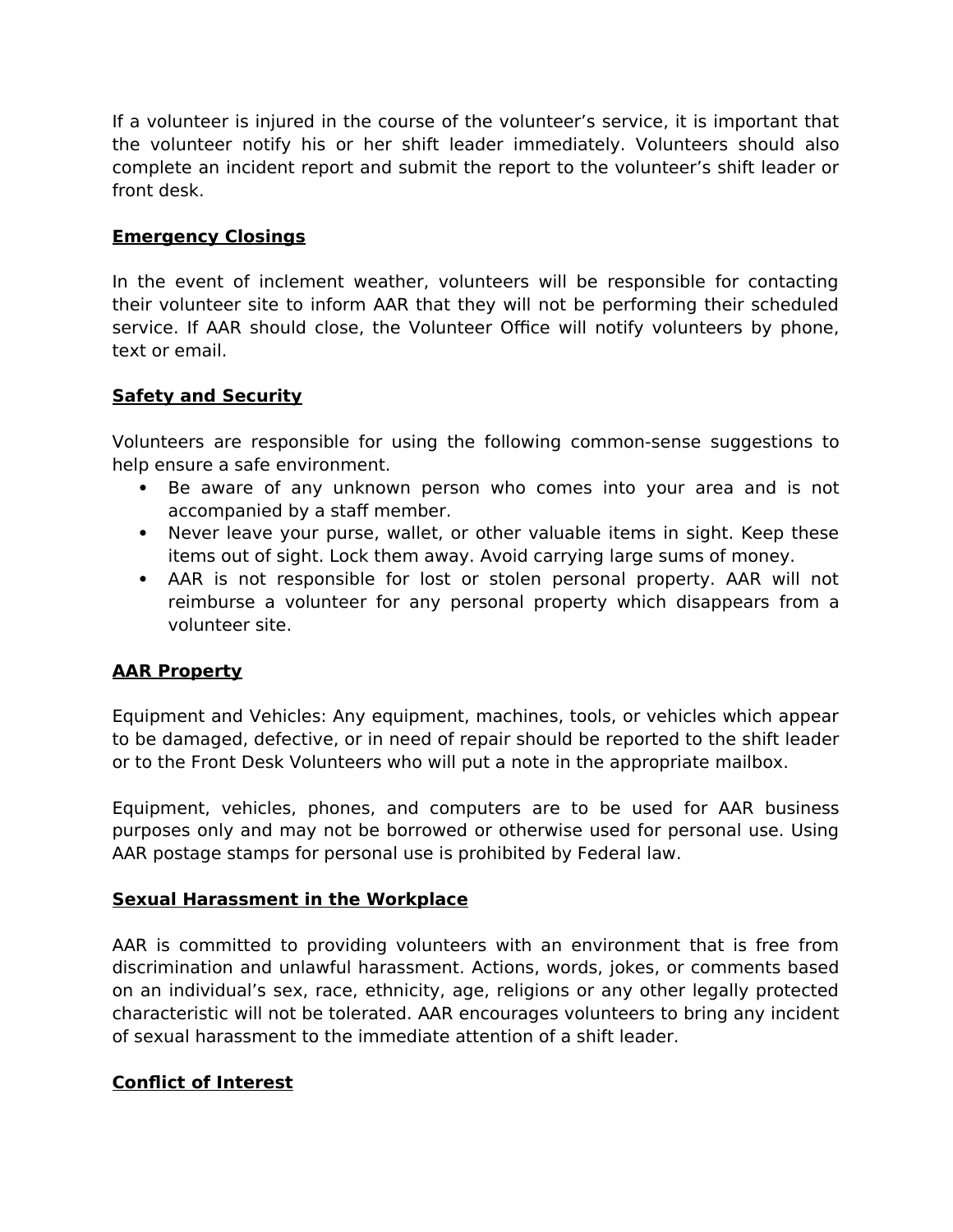If a volunteer is injured in the course of the volunteer's service, it is important that the volunteer notify his or her shift leader immediately. Volunteers should also complete an incident report and submit the report to the volunteer's shift leader or front desk.

**Emergency Closings**

In the event of inclement weather, volunteers will be responsible for contacting their volunteer site to inform AAR that they will not be performing their scheduled service. If AAR should close, the Volunteer Office will notify volunteers by phone, text or email.

**Safety and Security**

Volunteers are responsible for using the following common-sense suggestions to help ensure a safe environment.

- Be aware of any unknown person who comes into your area and is not accompanied by a staff member.
- Never leave your purse, wallet, or other valuable items in sight. Keep these items out of sight. Lock them away. Avoid carrying large sums of money.
- AAR is not responsible for lost or stolen personal property. AAR will not reimburse a volunteer for any personal property which disappears from a volunteer site.

**AAR Property**

Equipment and Vehicles: Any equipment, machines, tools, or vehicles which appear to be damaged, defective, or in need of repair should be reported to the shift leader or to the Front Desk Volunteers who will put a note in the appropriate mailbox.

Equipment, vehicles, phones, and computers are to be used for AAR business purposes only and may not be borrowed or otherwise used for personal use. Using AAR postage stamps for personal use is prohibited by Federal law.

**Sexual Harassment in the Workplace**

AAR is committed to providing volunteers with an environment that is free from discrimination and unlawful harassment. Actions, words, jokes, or comments based on an individual's sex, race, ethnicity, age, religions or any other legally protected characteristic will not be tolerated. AAR encourages volunteers to bring any incident of sexual harassment to the immediate attention of a shift leader.

**Conflict of Interest**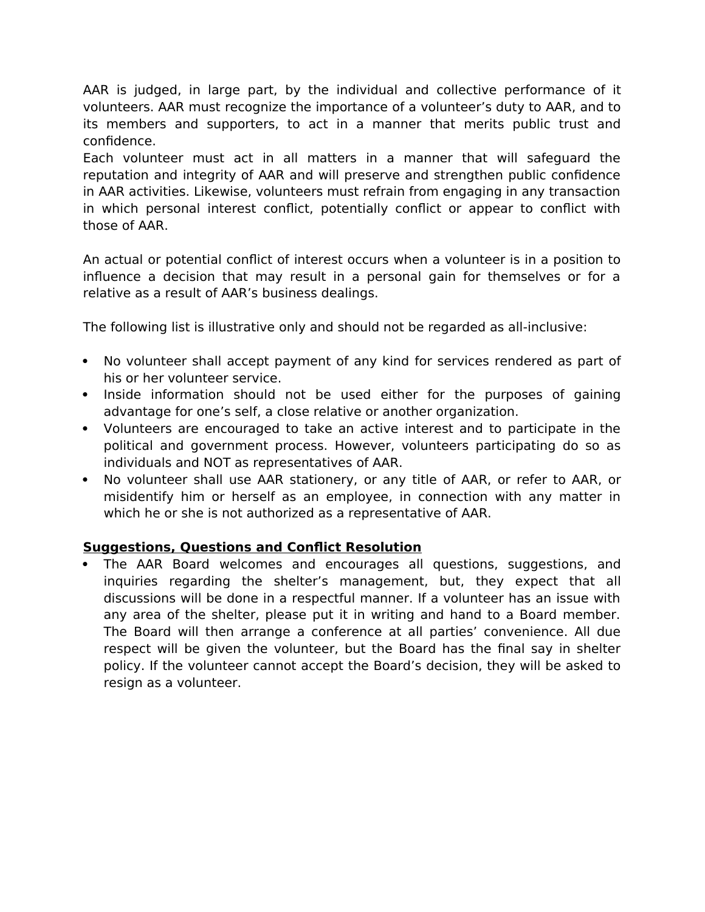AAR is judged, in large part, by the individual and collective performance of it volunteers. AAR must recognize the importance of a volunteer's duty to AAR, and to its members and supporters, to act in a manner that merits public trust and confidence.

Each volunteer must act in all matters in a manner that will safeguard the reputation and integrity of AAR and will preserve and strengthen public confidence in AAR activities. Likewise, volunteers must refrain from engaging in any transaction in which personal interest conflict, potentially conflict or appear to conflict with those of AAR.

An actual or potential conflict of interest occurs when a volunteer is in a position to influence a decision that may result in a personal gain for themselves or for a relative as a result of AAR's business dealings.

The following list is illustrative only and should not be regarded as all-inclusive:

- No volunteer shall accept payment of any kind for services rendered as part of his or her volunteer service.
- Inside information should not be used either for the purposes of gaining advantage for one's self, a close relative or another organization.
- Volunteers are encouraged to take an active interest and to participate in the political and government process. However, volunteers participating do so as individuals and NOT as representatives of AAR.
- No volunteer shall use AAR stationery, or any title of AAR, or refer to AAR, or misidentify him or herself as an employee, in connection with any matter in which he or she is not authorized as a representative of AAR.

**Suggestions, Questions and Conflict Resolution**

- The AAR Board welcomes and encourages all questions, suggestions, and inquiries regarding the shelter's management, but, they expect that all discussions will be done in a respectful manner. If a volunteer has an issue with any area of the shelter, please put it in writing and hand to a Board member. The Board will then arrange a conference at all parties' convenience. All due respect will be given the volunteer, but the Board has the final say in shelter policy. If the volunteer cannot accept the Board's decision, they will be asked to resign as a volunteer.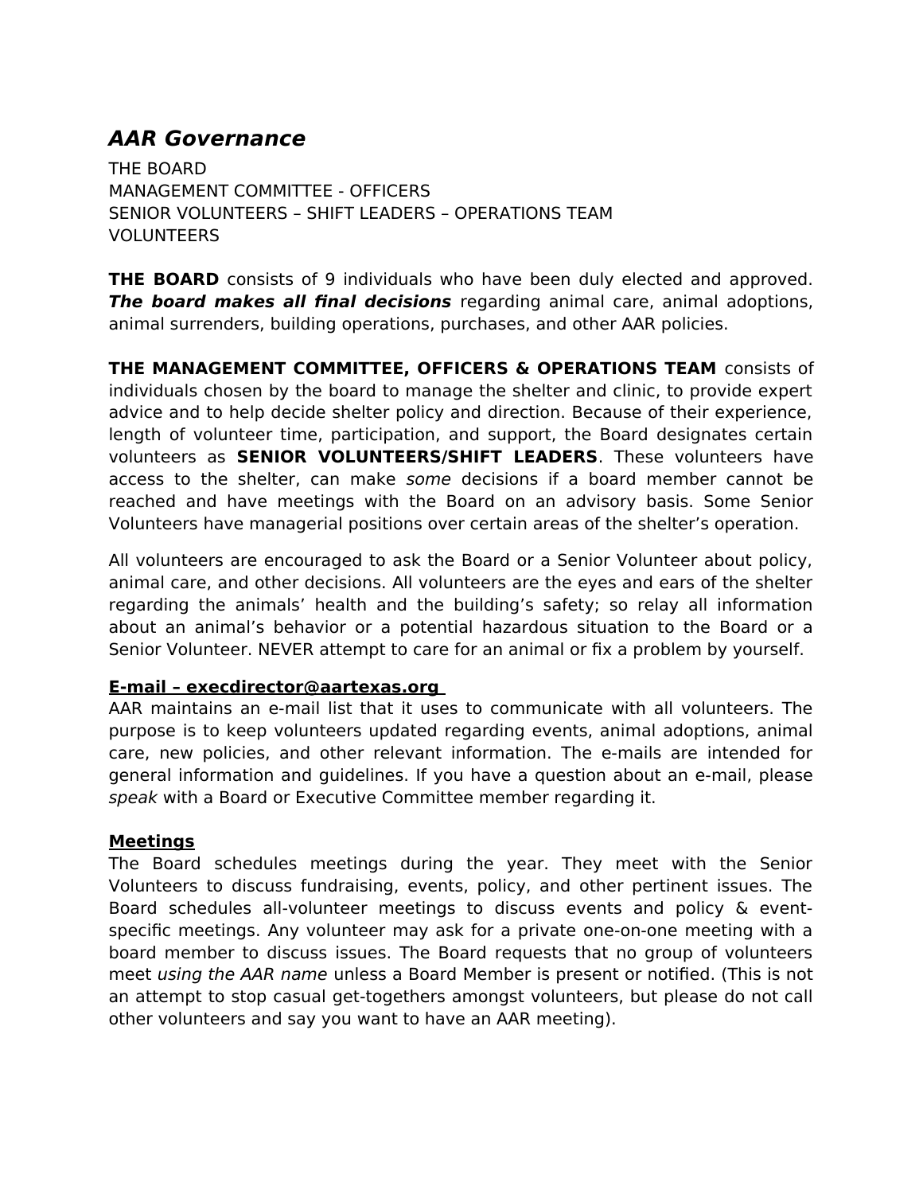## *AAR Governance*

THE BOARD  
MANAGEMENT COMMITTEE - OFFICERS  
SENIOR VOLUNTEERS – SHIFT LEADERS – OPERATIONS TEAM  
VOLUNTEERS

**THE BOARD** consists of 9 individuals who have been duly elected and approved. ***The board makes all final decisions*** regarding animal care, animal adoptions, animal surrenders, building operations, purchases, and other AAR policies.

**THE MANAGEMENT COMMITTEE, OFFICERS & OPERATIONS TEAM** consists of individuals chosen by the board to manage the shelter and clinic, to provide expert advice and to help decide shelter policy and direction. Because of their experience, length of volunteer time, participation, and support, the Board designates certain volunteers as **SENIOR VOLUNTEERS/SHIFT LEADERS**. These volunteers have access to the shelter, can make *some* decisions if a board member cannot be reached and have meetings with the Board on an advisory basis. Some Senior Volunteers have managerial positions over certain areas of the shelter's operation.

All volunteers are encouraged to ask the Board or a Senior Volunteer about policy, animal care, and other decisions. All volunteers are the eyes and ears of the shelter regarding the animals' health and the building's safety; so relay all information about an animal's behavior or a potential hazardous situation to the Board or a Senior Volunteer. NEVER attempt to care for an animal or fix a problem by yourself.

**E-mail – execdirector@aartexas.org**

AAR maintains an e-mail list that it uses to communicate with all volunteers. The purpose is to keep volunteers updated regarding events, animal adoptions, animal care, new policies, and other relevant information. The e-mails are intended for general information and guidelines. If you have a question about an e-mail, please *speak* with a Board or Executive Committee member regarding it.

**Meetings**

The Board schedules meetings during the year. They meet with the Senior Volunteers to discuss fundraising, events, policy, and other pertinent issues. The Board schedules all-volunteer meetings to discuss events and policy & event-specific meetings. Any volunteer may ask for a private one-on-one meeting with a board member to discuss issues. The Board requests that no group of volunteers meet *using the AAR name* unless a Board Member is present or notified. (This is not an attempt to stop casual get-togethers amongst volunteers, but please do not call other volunteers and say you want to have an AAR meeting).